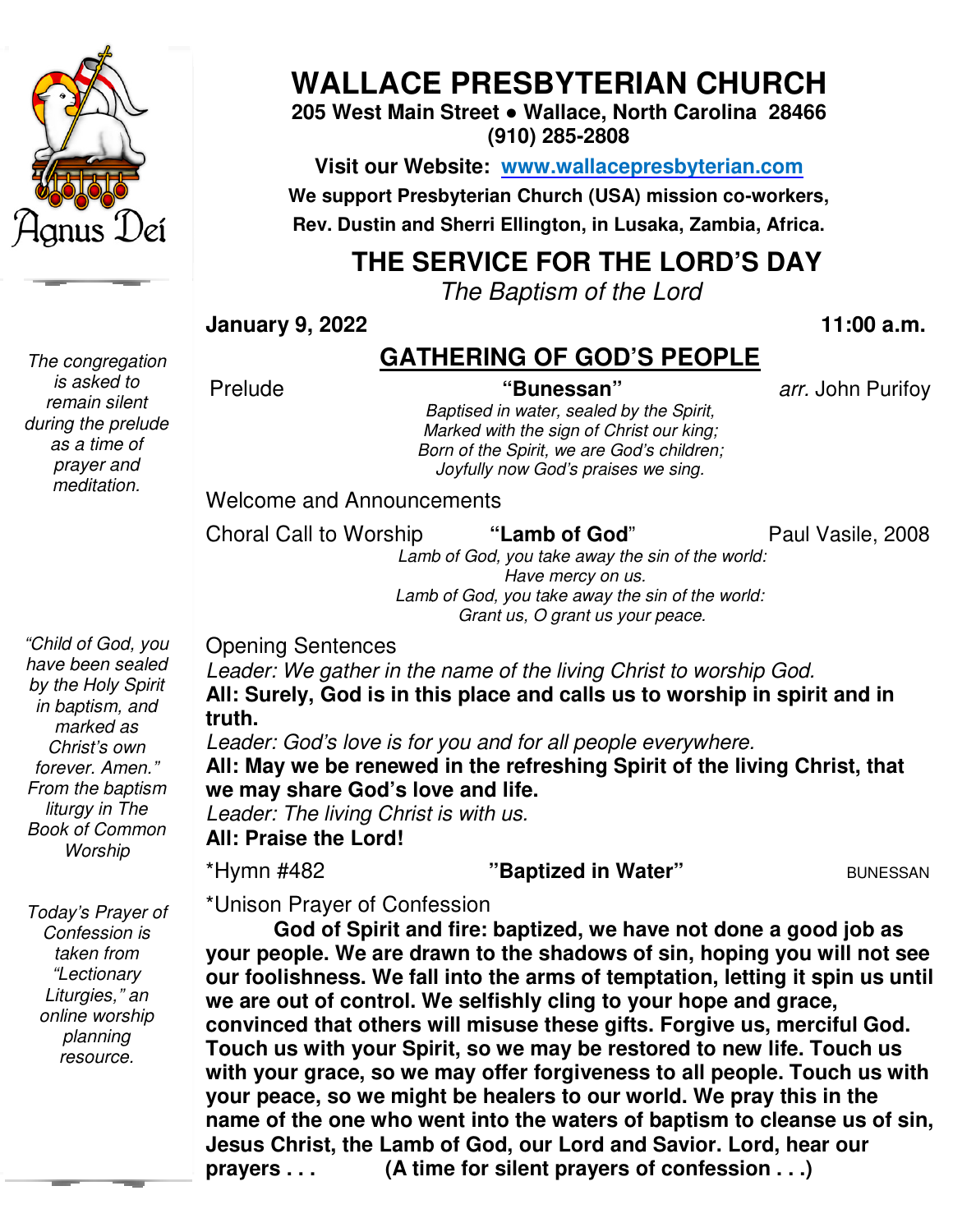Agnus Deí

# WALLACE PRESBYTERIAN CHURCH

**205 West Main Street • Wallace, North Carolina 28466**
**(910) 285-2808**

**Visit our Website: [www.wallacepresbyterian.com](http://www.wallacepresbyterian.com)**

**We support Presbyterian Church (USA) mission co-workers,**
**Rev. Dustin and Sherri Ellington, in Lusaka, Zambia, Africa.**

## THE SERVICE FOR THE LORD'S DAY

*The Baptism of the Lord*

**January 9, 2022** **11:00 a.m.**

## GATHERING OF GOD'S PEOPLE

*The congregation is asked to remain silent during the prelude as a time of prayer and meditation.*

Prelude **"Bunessan"** *arr.* John Purifoy

*Baptised in water, sealed by the Spirit,*
*Marked with the sign of Christ our king;*
*Born of the Spirit, we are God's children;*
*Joyfully now God's praises we sing.*

Welcome and Announcements

Choral Call to Worship **"Lamb of God"** Paul Vasile, 2008

*Lamb of God, you take away the sin of the world:*
*Have mercy on us.*
*Lamb of God, you take away the sin of the world:*
*Grant us, O grant us your peace.*

*"Child of God, you have been sealed by the Holy Spirit in baptism, and marked as Christ's own forever. Amen." From the baptism liturgy in The Book of Common Worship*

Opening Sentences

*Leader: We gather in the name of the living Christ to worship God.*
**All: Surely, God is in this place and calls us to worship in spirit and in truth.**
*Leader: God's love is for you and for all people everywhere.*
**All: May we be renewed in the refreshing Spirit of the living Christ, that we may share God's love and life.**
*Leader: The living Christ is with us.*
**All: Praise the Lord!**

*Hymn #482 **"Baptized in Water"** BUNESSAN

*Today's Prayer of Confession is taken from "Lectionary Liturgies," an online worship planning resource.*

*Unison Prayer of Confession

**God of Spirit and fire: baptized, we have not done a good job as your people. We are drawn to the shadows of sin, hoping you will not see our foolishness. We fall into the arms of temptation, letting it spin us until we are out of control. We selfishly cling to your hope and grace, convinced that others will misuse these gifts. Forgive us, merciful God. Touch us with your Spirit, so we may be restored to new life. Touch us with your grace, so we may offer forgiveness to all people. Touch us with your peace, so we might be healers to our world. We pray this in the name of the one who went into the waters of baptism to cleanse us of sin, Jesus Christ, the Lamb of God, our Lord and Savior. Lord, hear our prayers . . .** **(A time for silent prayers of confession . . .)**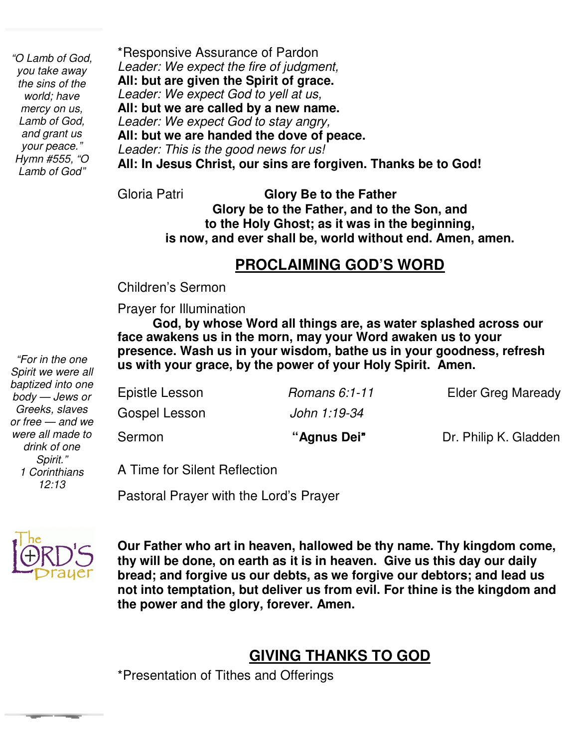*"O Lamb of God, you take away the sins of the world; have mercy on us, Lamb of God, and grant us your peace." Hymn #555, "O Lamb of God"*

*Responsive Assurance of Pardon

*Leader: We expect the fire of judgment,*
**All: but are given the Spirit of grace.**
*Leader: We expect God to yell at us,*
**All: but we are called by a new name.**
*Leader: We expect God to stay angry,*
**All: but we are handed the dove of peace.**
*Leader: This is the good news for us!*
**All: In Jesus Christ, our sins are forgiven. Thanks be to God!**

Gloria Patri **Glory Be to the Father**

**Glory be to the Father, and to the Son, and to the Holy Ghost; as it was in the beginning, is now, and ever shall be, world without end. Amen, amen.**

## PROCLAIMING GOD'S WORD

Children's Sermon

Prayer for Illumination

**God, by whose Word all things are, as water splashed across our face awakens us in the morn, may your Word awaken us to your presence. Wash us in your wisdom, bathe us in your goodness, refresh us with your grace, by the power of your Holy Spirit. Amen.**

*"For in the one Spirit we were all baptized into one body — Jews or Greeks, slaves or free — and we were all made to drink of one Spirit." 1 Corinthians 12:13*

| | | |
|---|---|---|
| Epistle Lesson | *Romans 6:1-11* | Elder Greg Maready |
| Gospel Lesson | *John 1:19-34* | |
| Sermon | **"Agnus Dei"** | Dr. Philip K. Gladden |

A Time for Silent Reflection

Pastoral Prayer with the Lord's Prayer

**Our Father who art in heaven, hallowed be thy name. Thy kingdom come, thy will be done, on earth as it is in heaven. Give us this day our daily bread; and forgive us our debts, as we forgive our debtors; and lead us not into temptation, but deliver us from evil. For thine is the kingdom and the power and the glory, forever. Amen.**

## GIVING THANKS TO GOD

*Presentation of Tithes and Offerings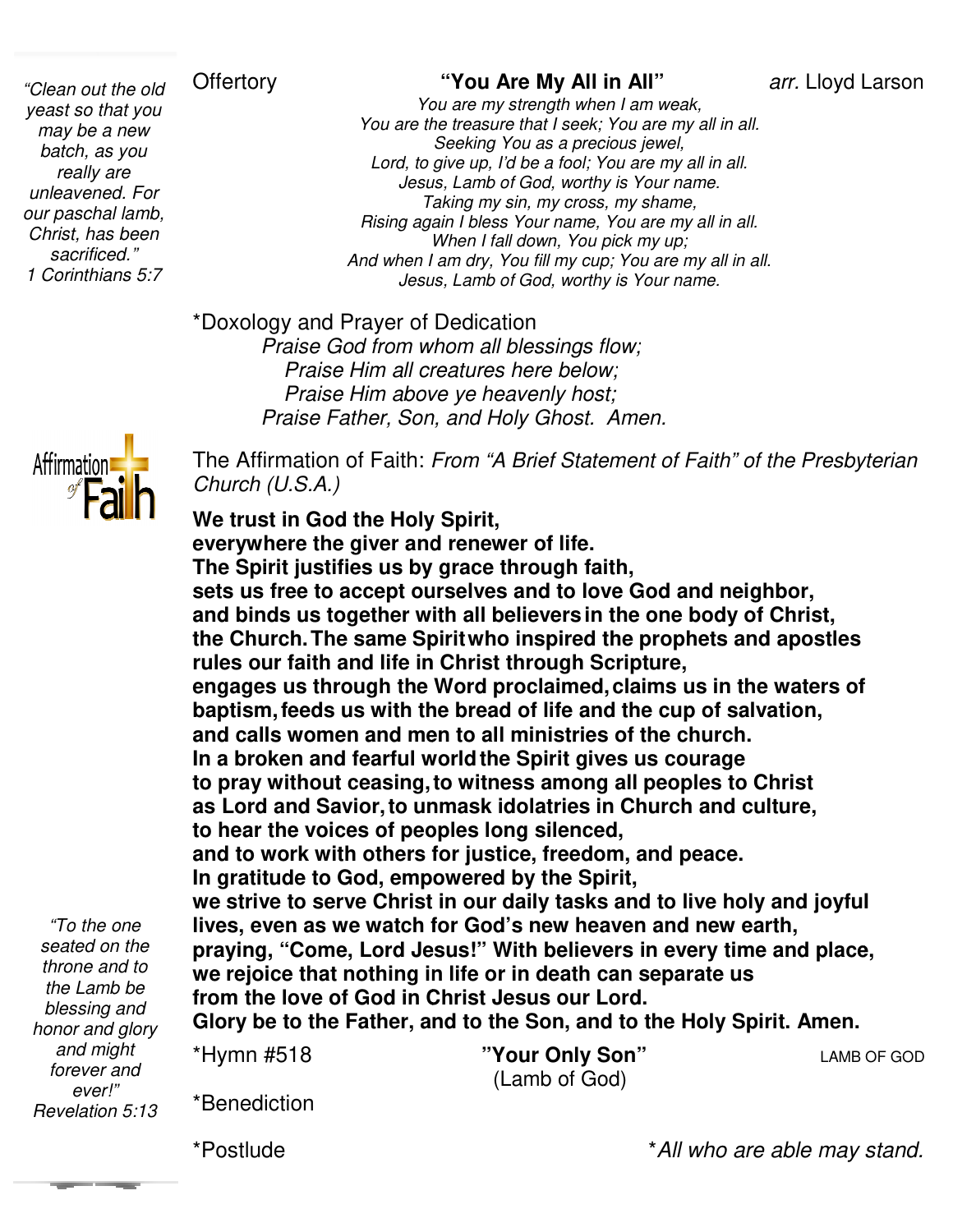*"Clean out the old yeast so that you may be a new batch, as you really are unleavened. For our paschal lamb, Christ, has been sacrificed."*
*1 Corinthians 5:7*

Offertory **"You Are My All in All"** *arr.* Lloyd Larson

*You are my strength when I am weak,*
*You are the treasure that I seek; You are my all in all.*
*Seeking You as a precious jewel,*
*Lord, to give up, I'd be a fool; You are my all in all.*
*Jesus, Lamb of God, worthy is Your name.*
*Taking my sin, my cross, my shame,*
*Rising again I bless Your name, You are my all in all.*
*When I fall down, You pick my up;*
*And when I am dry, You fill my cup; You are my all in all.*
*Jesus, Lamb of God, worthy is Your name.*

*Doxology and Prayer of Dedication

*Praise God from whom all blessings flow;*
*Praise Him all creatures here below;*
*Praise Him above ye heavenly host;*
*Praise Father, Son, and Holy Ghost. Amen.*

The Affirmation of Faith: *From "A Brief Statement of Faith" of the Presbyterian Church (U.S.A.)*

**We trust in God the Holy Spirit,**
**everywhere the giver and renewer of life.**
**The Spirit justifies us by grace through faith,**
**sets us free to accept ourselves and to love God and neighbor,**
**and binds us together with all believers in the one body of Christ,**
**the Church. The same Spirit who inspired the prophets and apostles**
**rules our faith and life in Christ through Scripture,**
**engages us through the Word proclaimed, claims us in the waters of baptism, feeds us with the bread of life and the cup of salvation,**
**and calls women and men to all ministries of the church.**
**In a broken and fearful world the Spirit gives us courage**
**to pray without ceasing, to witness among all peoples to Christ**
**as Lord and Savior, to unmask idolatries in Church and culture,**
**to hear the voices of peoples long silenced,**
**and to work with others for justice, freedom, and peace.**
**In gratitude to God, empowered by the Spirit,**
**we strive to serve Christ in our daily tasks and to live holy and joyful lives, even as we watch for God's new heaven and new earth,**
**praying, "Come, Lord Jesus!" With believers in every time and place,**
**we rejoice that nothing in life or in death can separate us**
**from the love of God in Christ Jesus our Lord.**
**Glory be to the Father, and to the Son, and to the Holy Spirit. Amen.**

*"To the one seated on the throne and to the Lamb be blessing and honor and glory and might forever and ever!"*
*Revelation 5:13*

*Hymn #518 **"Your Only Son"** (Lamb of God) LAMB OF GOD

*Benediction

*Postlude

**All who are able may stand.*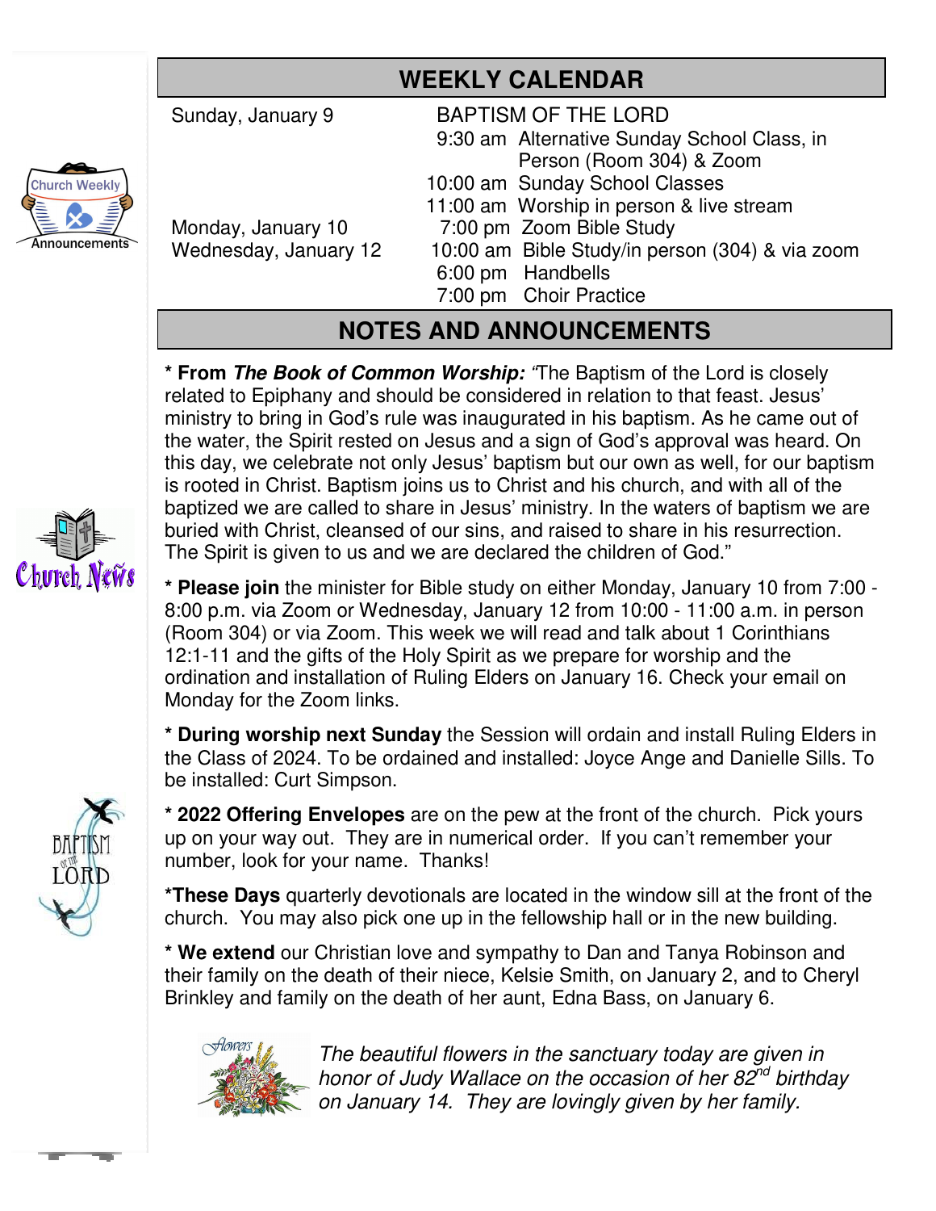## WEEKLY CALENDAR

| | | |
|---|---|---|
| Sunday, January 9 | | BAPTISM OF THE LORD |
| | 9:30 am | Alternative Sunday School Class, in Person (Room 304) & Zoom |
| | 10:00 am | Sunday School Classes |
| | 11:00 am | Worship in person & live stream |
| Monday, January 10 | 7:00 pm | Zoom Bible Study |
| Wednesday, January 12 | 10:00 am | Bible Study/in person (304) & via zoom |
| | 6:00 pm | Handbells |
| | 7:00 pm | Choir Practice |

## NOTES AND ANNOUNCEMENTS

* **From *The Book of Common Worship:*** *"*The Baptism of the Lord is closely related to Epiphany and should be considered in relation to that feast. Jesus' ministry to bring in God's rule was inaugurated in his baptism. As he came out of the water, the Spirit rested on Jesus and a sign of God's approval was heard. On this day, we celebrate not only Jesus' baptism but our own as well, for our baptism is rooted in Christ. Baptism joins us to Christ and his church, and with all of the baptized we are called to share in Jesus' ministry. In the waters of baptism we are buried with Christ, cleansed of our sins, and raised to share in his resurrection. The Spirit is given to us and we are declared the children of God."

* **Please join** the minister for Bible study on either Monday, January 10 from 7:00 - 8:00 p.m. via Zoom or Wednesday, January 12 from 10:00 - 11:00 a.m. in person (Room 304) or via Zoom. This week we will read and talk about 1 Corinthians 12:1-11 and the gifts of the Holy Spirit as we prepare for worship and the ordination and installation of Ruling Elders on January 16. Check your email on Monday for the Zoom links.

* **During worship next Sunday** the Session will ordain and install Ruling Elders in the Class of 2024. To be ordained and installed: Joyce Ange and Danielle Sills. To be installed: Curt Simpson.

* **2022 Offering Envelopes** are on the pew at the front of the church. Pick yours up on your way out. They are in numerical order. If you can't remember your number, look for your name. Thanks!

***These Days** quarterly devotionals are located in the window sill at the front of the church. You may also pick one up in the fellowship hall or in the new building.

* **We extend** our Christian love and sympathy to Dan and Tanya Robinson and their family on the death of their niece, Kelsie Smith, on January 2, and to Cheryl Brinkley and family on the death of her aunt, Edna Bass, on January 6.

*The beautiful flowers in the sanctuary today are given in honor of Judy Wallace on the occasion of her 82nd birthday on January 14. They are lovingly given by her family.*